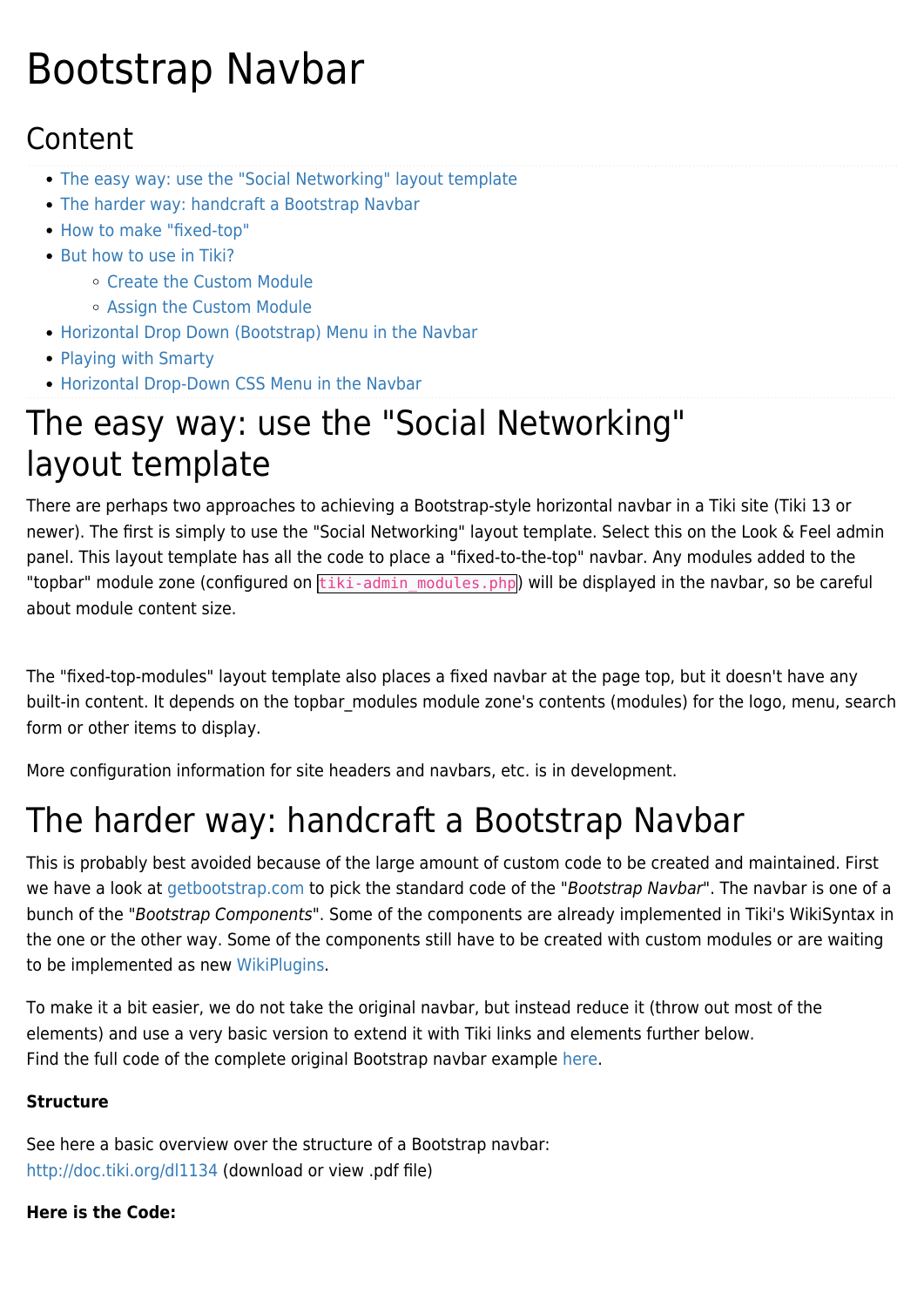# Bootstrap Navbar

## Content

- The easy way: use the "Social Networking" layout template
- The harder way: handcraft a Bootstrap Navbar
- How to make "fixed-top"
- But how to use in Tiki?
  - Create the Custom Module
  - Assign the Custom Module
- Horizontal Drop Down (Bootstrap) Menu in the Navbar
- Playing with Smarty
- Horizontal Drop-Down CSS Menu in the Navbar

# The easy way: use the "Social Networking" layout template

There are perhaps two approaches to achieving a Bootstrap-style horizontal navbar in a Tiki site (Tiki 13 or newer). The first is simply to use the "Social Networking" layout template. Select this on the Look & Feel admin panel. This layout template has all the code to place a "fixed-to-the-top" navbar. Any modules added to the "topbar" module zone (configured on `tiki-admin_modules.php`) will be displayed in the navbar, so be careful about module content size.

The "fixed-top-modules" layout template also places a fixed navbar at the page top, but it doesn't have any built-in content. It depends on the topbar_modules module zone's contents (modules) for the logo, menu, search form or other items to display.

More configuration information for site headers and navbars, etc. is in development.

# The harder way: handcraft a Bootstrap Navbar

This is probably best avoided because of the large amount of custom code to be created and maintained. First we have a look at getbootstrap.com to pick the standard code of the "*Bootstrap Navbar*". The navbar is one of a bunch of the "*Bootstrap Components*". Some of the components are already implemented in Tiki's WikiSyntax in the one or the other way. Some of the components still have to be created with custom modules or are waiting to be implemented as new WikiPlugins.

To make it a bit easier, we do not take the original navbar, but instead reduce it (throw out most of the elements) and use a very basic version to extend it with Tiki links and elements further below.
Find the full code of the complete original Bootstrap navbar example here.

**Structure**

See here a basic overview over the structure of a Bootstrap navbar:
http://doc.tiki.org/dl1134 (download or view .pdf file)

**Here is the Code:**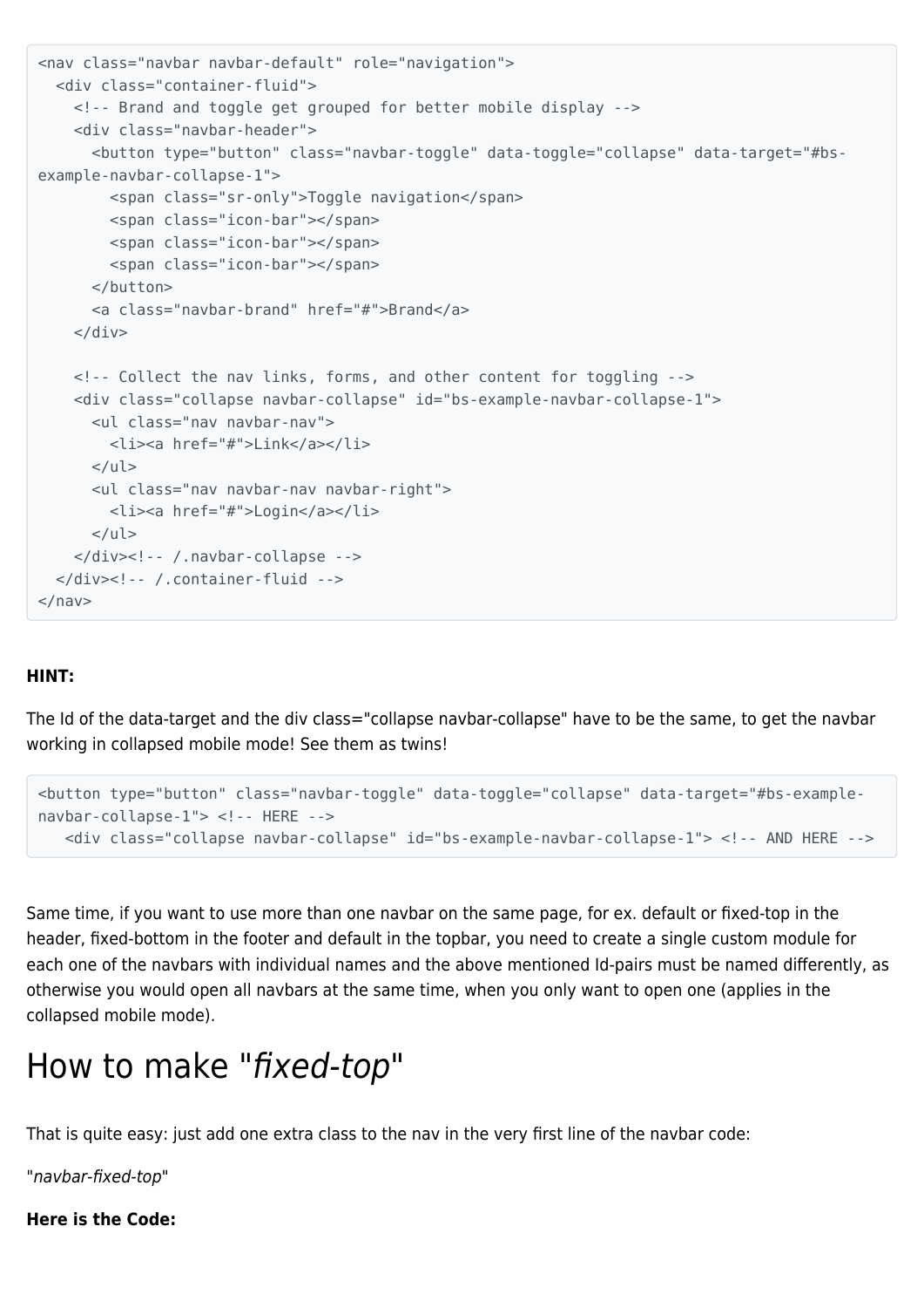```
<nav class="navbar navbar-default" role="navigation">
  <div class="container-fluid">
    <!-- Brand and toggle get grouped for better mobile display -->
    <div class="navbar-header">
      <button type="button" class="navbar-toggle" data-toggle="collapse" data-target="#bs-example-navbar-collapse-1">
        <span class="sr-only">Toggle navigation</span>
        <span class="icon-bar"></span>
        <span class="icon-bar"></span>
        <span class="icon-bar"></span>
      </button>
      <a class="navbar-brand" href="#">Brand</a>
    </div>

    <!-- Collect the nav links, forms, and other content for toggling -->
    <div class="collapse navbar-collapse" id="bs-example-navbar-collapse-1">
      <ul class="nav navbar-nav">
        <li><a href="#">Link</a></li>
      </ul>
      <ul class="nav navbar-nav navbar-right">
        <li><a href="#">Login</a></li>
      </ul>
    </div><!-- /.navbar-collapse -->
  </div><!-- /.container-fluid -->
</nav>
```

**HINT:**

The Id of the data-target and the div class="collapse navbar-collapse" have to be the same, to get the navbar working in collapsed mobile mode! See them as twins!

```
<button type="button" class="navbar-toggle" data-toggle="collapse" data-target="#bs-example-navbar-collapse-1"> <!-- HERE -->
   <div class="collapse navbar-collapse" id="bs-example-navbar-collapse-1"> <!-- AND HERE -->
```

Same time, if you want to use more than one navbar on the same page, for ex. default or fixed-top in the header, fixed-bottom in the footer and default in the topbar, you need to create a single custom module for each one of the navbars with individual names and the above mentioned Id-pairs must be named differently, as otherwise you would open all navbars at the same time, when you only want to open one (applies in the collapsed mobile mode).

# How to make "*fixed-top*"

That is quite easy: just add one extra class to the nav in the very first line of the navbar code:

"*navbar-fixed-top*"

**Here is the Code:**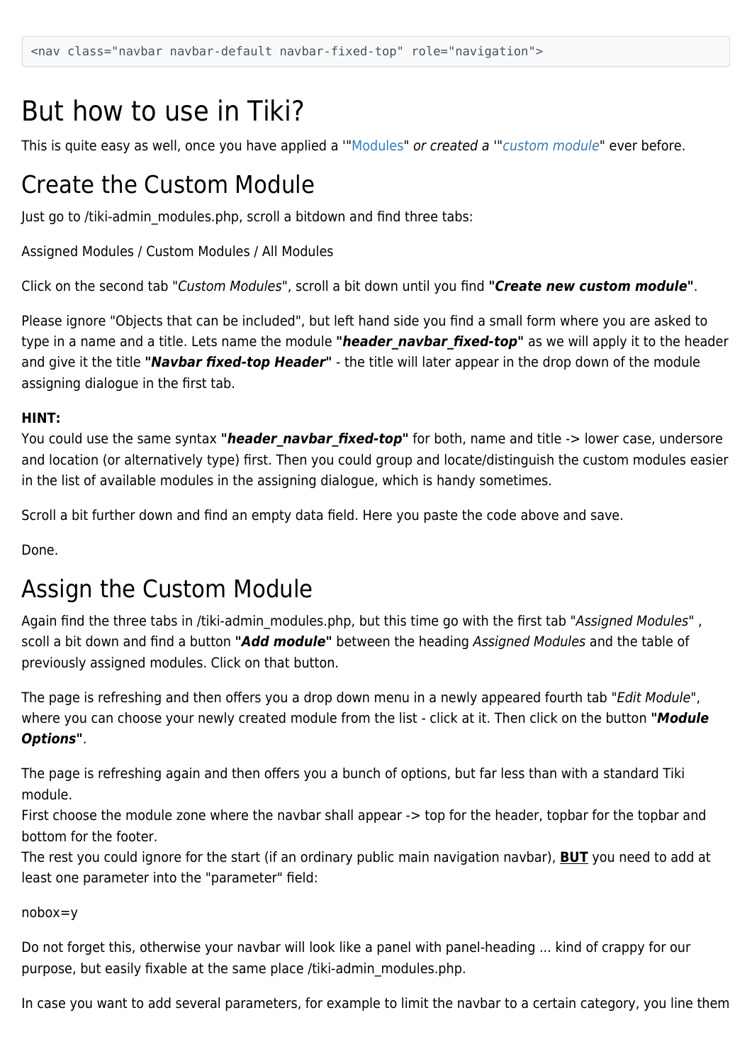```
<nav class="navbar navbar-default navbar-fixed-top" role="navigation">
```

# But how to use in Tiki?

This is quite easy as well, once you have applied a '"Modules" *or created a* '"*custom module*" ever before.

## Create the Custom Module

Just go to /tiki-admin_modules.php, scroll a bitdown and find three tabs:

Assigned Modules / Custom Modules / All Modules

Click on the second tab "*Custom Modules*", scroll a bit down until you find ***"Create new custom module"***.

Please ignore "Objects that can be included", but left hand side you find a small form where you are asked to type in a name and a title. Lets name the module ***"header_navbar_fixed-top"*** as we will apply it to the header and give it the title ***"Navbar fixed-top Header"*** - the title will later appear in the drop down of the module assigning dialogue in the first tab.

**HINT:**
You could use the same syntax ***"header_navbar_fixed-top"*** for both, name and title -> lower case, undersore and location (or alternatively type) first. Then you could group and locate/distinguish the custom modules easier in the list of available modules in the assigning dialogue, which is handy sometimes.

Scroll a bit further down and find an empty data field. Here you paste the code above and save.

Done.

## Assign the Custom Module

Again find the three tabs in /tiki-admin_modules.php, but this time go with the first tab "*Assigned Modules*" , scoll a bit down and find a button ***"Add module"*** between the heading *Assigned Modules* and the table of previously assigned modules. Click on that button.

The page is refreshing and then offers you a drop down menu in a newly appeared fourth tab "*Edit Module*", where you can choose your newly created module from the list - click at it. Then click on the button ***"Module Options"***.

The page is refreshing again and then offers you a bunch of options, but far less than with a standard Tiki module.
First choose the module zone where the navbar shall appear -> top for the header, topbar for the topbar and bottom for the footer.
The rest you could ignore for the start (if an ordinary public main navigation navbar), <u>**BUT**</u> you need to add at least one parameter into the "parameter" field:

nobox=y

Do not forget this, otherwise your navbar will look like a panel with panel-heading ... kind of crappy for our purpose, but easily fixable at the same place /tiki-admin_modules.php.

In case you want to add several parameters, for example to limit the navbar to a certain category, you line them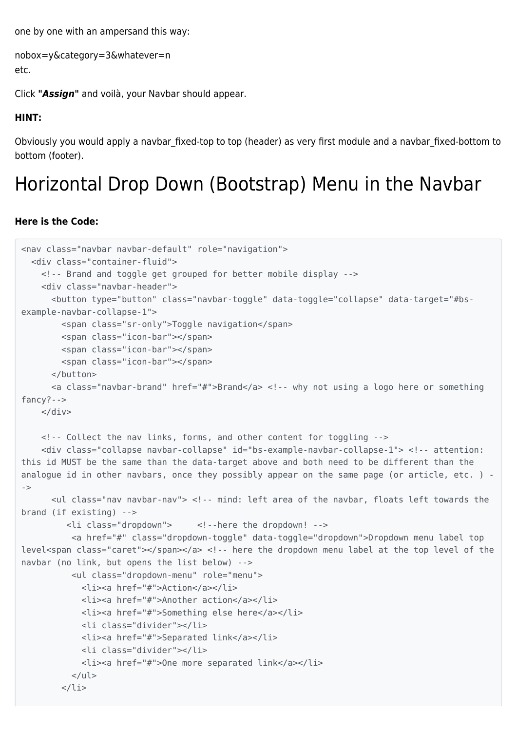one by one with an ampersand this way:

nobox=y&category=3&whatever=n
etc.

Click **"*Assign*"** and voilà, your Navbar should appear.

**HINT:**

Obviously you would apply a navbar_fixed-top to top (header) as very first module and a navbar_fixed-bottom to bottom (footer).

# Horizontal Drop Down (Bootstrap) Menu in the Navbar

**Here is the Code:**

```
<nav class="navbar navbar-default" role="navigation">
  <div class="container-fluid">
    <!-- Brand and toggle get grouped for better mobile display -->
    <div class="navbar-header">
      <button type="button" class="navbar-toggle" data-toggle="collapse" data-target="#bs-example-navbar-collapse-1">
        <span class="sr-only">Toggle navigation</span>
        <span class="icon-bar"></span>
        <span class="icon-bar"></span>
        <span class="icon-bar"></span>
      </button>
      <a class="navbar-brand" href="#">Brand</a> <!-- why not using a logo here or something fancy?-->
    </div>

    <!-- Collect the nav links, forms, and other content for toggling -->
    <div class="collapse navbar-collapse" id="bs-example-navbar-collapse-1"> <!-- attention: this id MUST be the same than the data-target above and both need to be different than the analogue id in other navbars, once they possibly appear on the same page (or article, etc. ) -->
      <ul class="nav navbar-nav"> <!-- mind: left area of the navbar, floats left towards the brand (if existing) -->
         <li class="dropdown">     <!--here the dropdown! -->
          <a href="#" class="dropdown-toggle" data-toggle="dropdown">Dropdown menu label top level<span class="caret"></span></a> <!-- here the dropdown menu label at the top level of the navbar (no link, but opens the list below) -->
          <ul class="dropdown-menu" role="menu">
            <li><a href="#">Action</a></li>
            <li><a href="#">Another action</a></li>
            <li><a href="#">Something else here</a></li>
            <li class="divider"></li>
            <li><a href="#">Separated link</a></li>
            <li class="divider"></li>
            <li><a href="#">One more separated link</a></li>
          </ul>
        </li>
```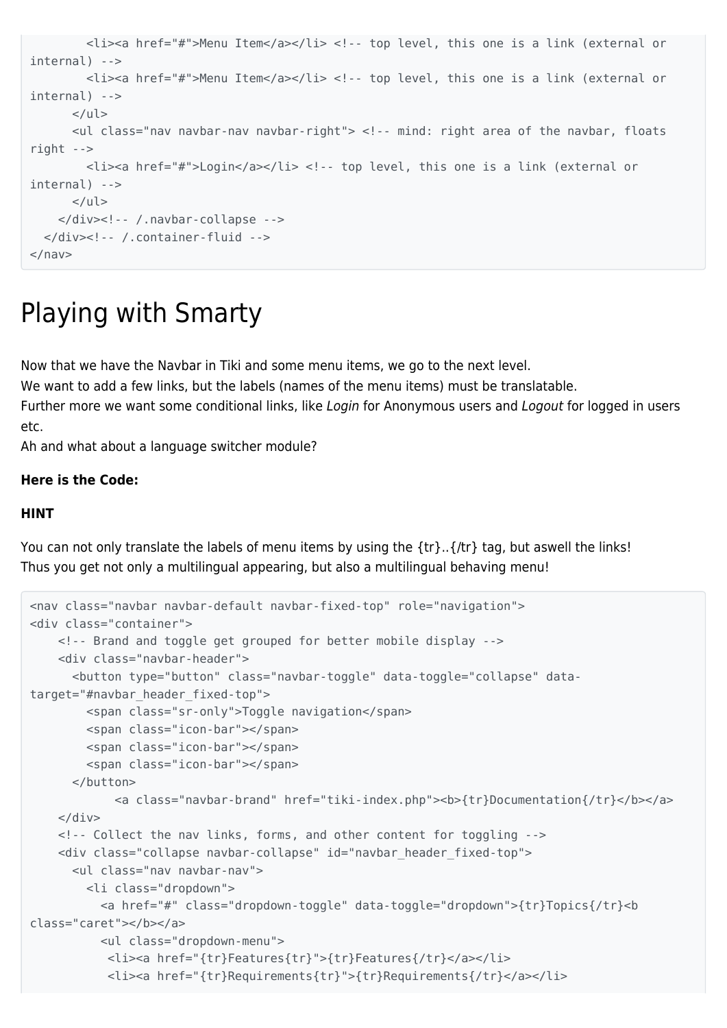```
        <li><a href="#">Menu Item</a></li> <!-- top level, this one is a link (external or internal) -->
        <li><a href="#">Menu Item</a></li> <!-- top level, this one is a link (external or internal) -->
      </ul>
      <ul class="nav navbar-nav navbar-right"> <!-- mind: right area of the navbar, floats right -->
        <li><a href="#">Login</a></li> <!-- top level, this one is a link (external or internal) -->
      </ul>
    </div><!-- /.navbar-collapse -->
  </div><!-- /.container-fluid -->
</nav>
```

# Playing with Smarty

Now that we have the Navbar in Tiki and some menu items, we go to the next level.
We want to add a few links, but the labels (names of the menu items) must be translatable.
Further more we want some conditional links, like *Login* for Anonymous users and *Logout* for logged in users etc.
Ah and what about a language switcher module?

**Here is the Code:**

**HINT**

You can not only translate the labels of menu items by using the {tr}..{/tr} tag, but aswell the links!
Thus you get not only a multilingual appearing, but also a multilingual behaving menu!

```
<nav class="navbar navbar-default navbar-fixed-top" role="navigation">
<div class="container">
    <!-- Brand and toggle get grouped for better mobile display -->
    <div class="navbar-header">
      <button type="button" class="navbar-toggle" data-toggle="collapse" data-target="#navbar_header_fixed-top">
        <span class="sr-only">Toggle navigation</span>
        <span class="icon-bar"></span>
        <span class="icon-bar"></span>
        <span class="icon-bar"></span>
      </button>
          <a class="navbar-brand" href="tiki-index.php"><b>{tr}Documentation{/tr}</b></a>
    </div>
    <!-- Collect the nav links, forms, and other content for toggling -->
    <div class="collapse navbar-collapse" id="navbar_header_fixed-top">
      <ul class="nav navbar-nav">
        <li class="dropdown">
          <a href="#" class="dropdown-toggle" data-toggle="dropdown">{tr}Topics{/tr}<b class="caret"></b></a>
          <ul class="dropdown-menu">
           <li><a href="{tr}Features{tr}">{tr}Features{/tr}</a></li>
           <li><a href="{tr}Requirements{tr}">{tr}Requirements{/tr}</a></li>
```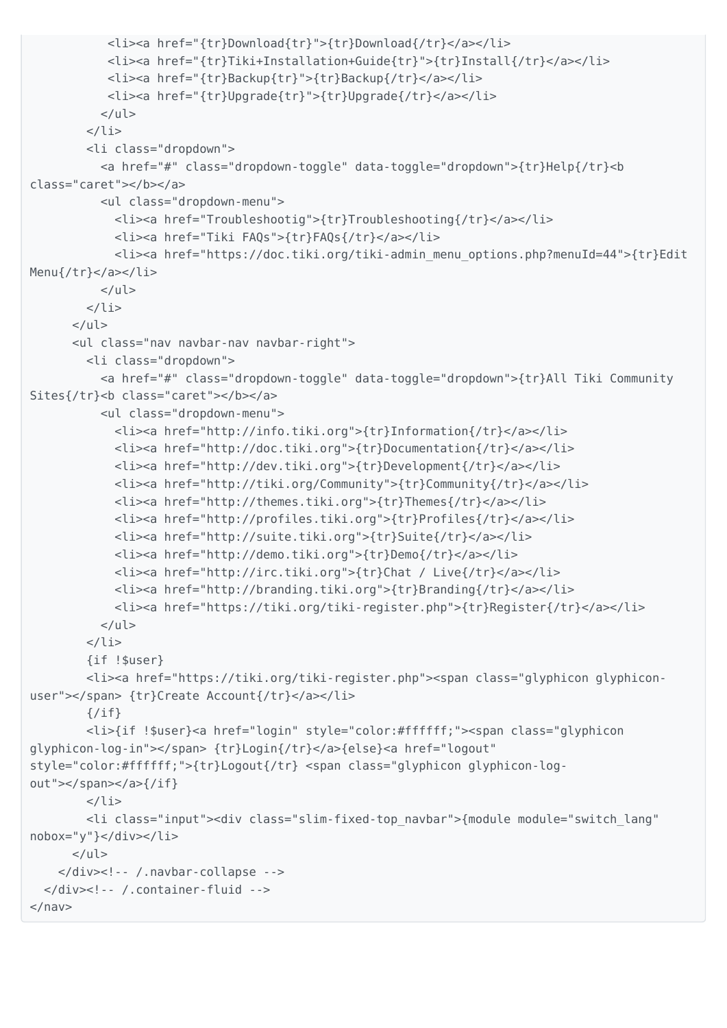```
          <li><a href="{tr}Download{tr}">{tr}Download{/tr}</a></li>
          <li><a href="{tr}Tiki+Installation+Guide{tr}">{tr}Install{/tr}</a></li>
          <li><a href="{tr}Backup{tr}">{tr}Backup{/tr}</a></li>
          <li><a href="{tr}Upgrade{tr}">{tr}Upgrade{/tr}</a></li>
        </ul>
      </li>
      <li class="dropdown">
        <a href="#" class="dropdown-toggle" data-toggle="dropdown">{tr}Help{/tr}<b
class="caret"></b></a>
        <ul class="dropdown-menu">
          <li><a href="Troubleshootig">{tr}Troubleshooting{/tr}</a></li>
          <li><a href="Tiki FAQs">{tr}FAQs{/tr}</a></li>
          <li><a href="https://doc.tiki.org/tiki-admin_menu_options.php?menuId=44">{tr}Edit
Menu{/tr}</a></li>
        </ul>
      </li>
    </ul>
    <ul class="nav navbar-nav navbar-right">
      <li class="dropdown">
        <a href="#" class="dropdown-toggle" data-toggle="dropdown">{tr}All Tiki Community
Sites{/tr}<b class="caret"></b></a>
        <ul class="dropdown-menu">
          <li><a href="http://info.tiki.org">{tr}Information{/tr}</a></li>
          <li><a href="http://doc.tiki.org">{tr}Documentation{/tr}</a></li>
          <li><a href="http://dev.tiki.org">{tr}Development{/tr}</a></li>
          <li><a href="http://tiki.org/Community">{tr}Community{/tr}</a></li>
          <li><a href="http://themes.tiki.org">{tr}Themes{/tr}</a></li>
          <li><a href="http://profiles.tiki.org">{tr}Profiles{/tr}</a></li>
          <li><a href="http://suite.tiki.org">{tr}Suite{/tr}</a></li>
          <li><a href="http://demo.tiki.org">{tr}Demo{/tr}</a></li>
          <li><a href="http://irc.tiki.org">{tr}Chat / Live{/tr}</a></li>
          <li><a href="http://branding.tiki.org">{tr}Branding{/tr}</a></li>
          <li><a href="https://tiki.org/tiki-register.php">{tr}Register{/tr}</a></li>
        </ul>
      </li>
      {if !$user}
      <li><a href="https://tiki.org/tiki-register.php"><span class="glyphicon glyphicon-
user"></span> {tr}Create Account{/tr}</a></li>
      {/if}
      <li>{if !$user}<a href="login" style="color:#ffffff;"><span class="glyphicon
glyphicon-log-in"></span> {tr}Login{/tr}</a>{else}<a href="logout"
style="color:#ffffff;">{tr}Logout{/tr} <span class="glyphicon glyphicon-log-
out"></span></a>{/if}
      </li>
      <li class="input"><div class="slim-fixed-top_navbar">{module module="switch_lang"
nobox="y"}</div></li>
    </ul>
  </div><!-- /.navbar-collapse -->
 </div><!-- /.container-fluid -->
</nav>
```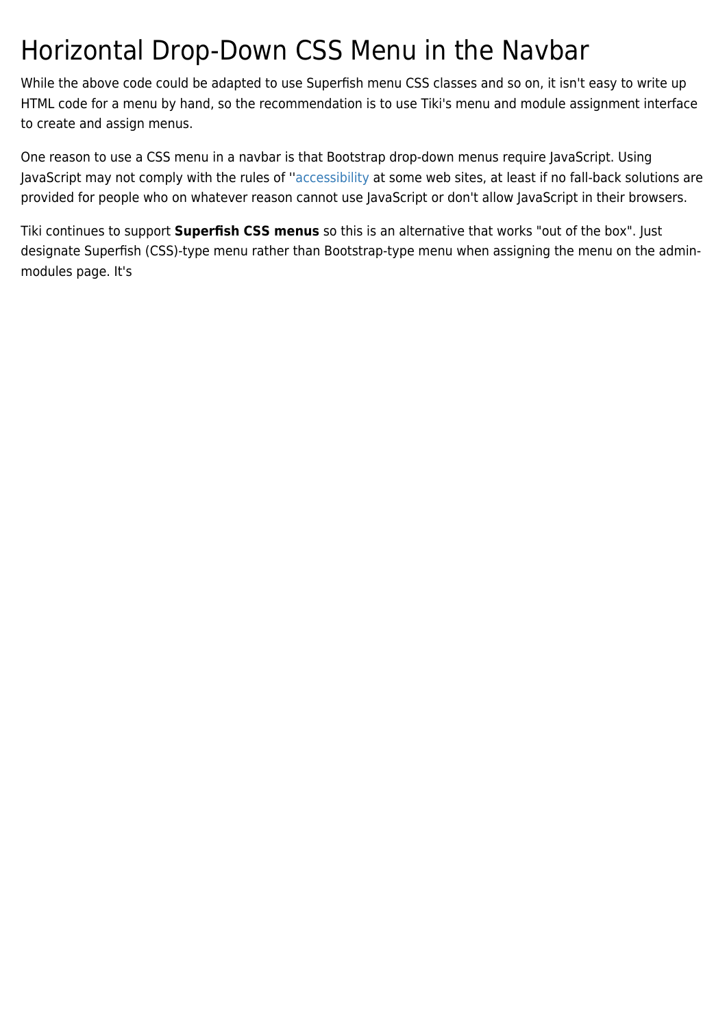# Horizontal Drop-Down CSS Menu in the Navbar

While the above code could be adapted to use Superfish menu CSS classes and so on, it isn't easy to write up HTML code for a menu by hand, so the recommendation is to use Tiki's menu and module assignment interface to create and assign menus.

One reason to use a CSS menu in a navbar is that Bootstrap drop-down menus require JavaScript. Using JavaScript may not comply with the rules of ''accessibility at some web sites, at least if no fall-back solutions are provided for people who on whatever reason cannot use JavaScript or don't allow JavaScript in their browsers.

Tiki continues to support **Superfish CSS menus** so this is an alternative that works "out of the box". Just designate Superfish (CSS)-type menu rather than Bootstrap-type menu when assigning the menu on the admin-modules page. It's